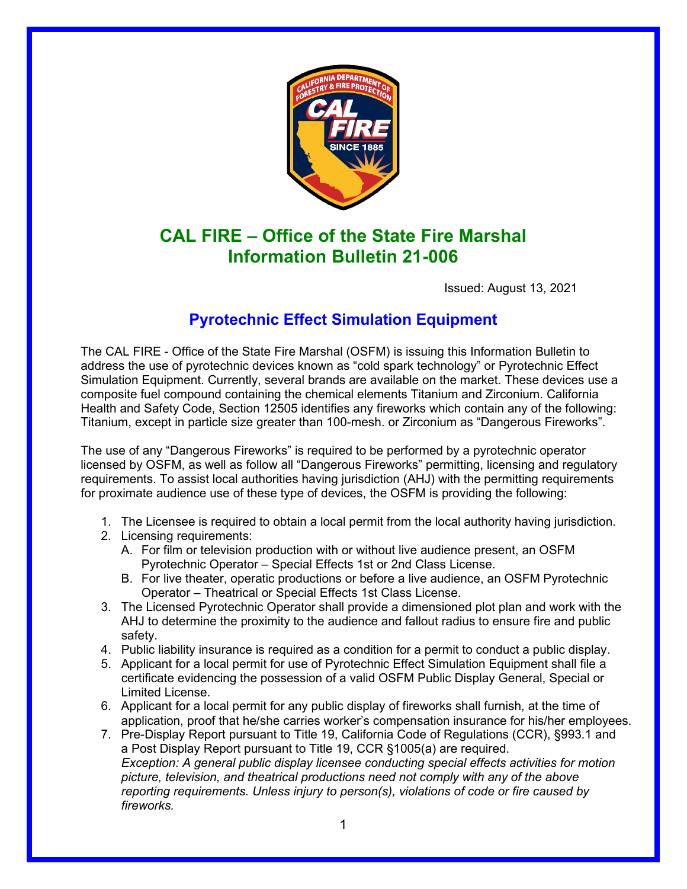# CAL FIRE – Office of the State Fire Marshal
# Information Bulletin 21-006

Issued: August 13, 2021

## Pyrotechnic Effect Simulation Equipment

The CAL FIRE - Office of the State Fire Marshal (OSFM) is issuing this Information Bulletin to address the use of pyrotechnic devices known as "cold spark technology" or Pyrotechnic Effect Simulation Equipment. Currently, several brands are available on the market. These devices use a composite fuel compound containing the chemical elements Titanium and Zirconium. California Health and Safety Code, Section 12505 identifies any fireworks which contain any of the following: Titanium, except in particle size greater than 100-mesh. or Zirconium as "Dangerous Fireworks".

The use of any "Dangerous Fireworks" is required to be performed by a pyrotechnic operator licensed by OSFM, as well as follow all "Dangerous Fireworks" permitting, licensing and regulatory requirements. To assist local authorities having jurisdiction (AHJ) with the permitting requirements for proximate audience use of these type of devices, the OSFM is providing the following:

1. The Licensee is required to obtain a local permit from the local authority having jurisdiction.
2. Licensing requirements:
   A. For film or television production with or without live audience present, an OSFM Pyrotechnic Operator – Special Effects 1st or 2nd Class License.
   B. For live theater, operatic productions or before a live audience, an OSFM Pyrotechnic Operator – Theatrical or Special Effects 1st Class License.
3. The Licensed Pyrotechnic Operator shall provide a dimensioned plot plan and work with the AHJ to determine the proximity to the audience and fallout radius to ensure fire and public safety.
4. Public liability insurance is required as a condition for a permit to conduct a public display.
5. Applicant for a local permit for use of Pyrotechnic Effect Simulation Equipment shall file a certificate evidencing the possession of a valid OSFM Public Display General, Special or Limited License.
6. Applicant for a local permit for any public display of fireworks shall furnish, at the time of application, proof that he/she carries worker's compensation insurance for his/her employees.
7. Pre-Display Report pursuant to Title 19, California Code of Regulations (CCR), §993.1 and a Post Display Report pursuant to Title 19, CCR §1005(a) are required.
   *Exception: A general public display licensee conducting special effects activities for motion picture, television, and theatrical productions need not comply with any of the above reporting requirements. Unless injury to person(s), violations of code or fire caused by fireworks.*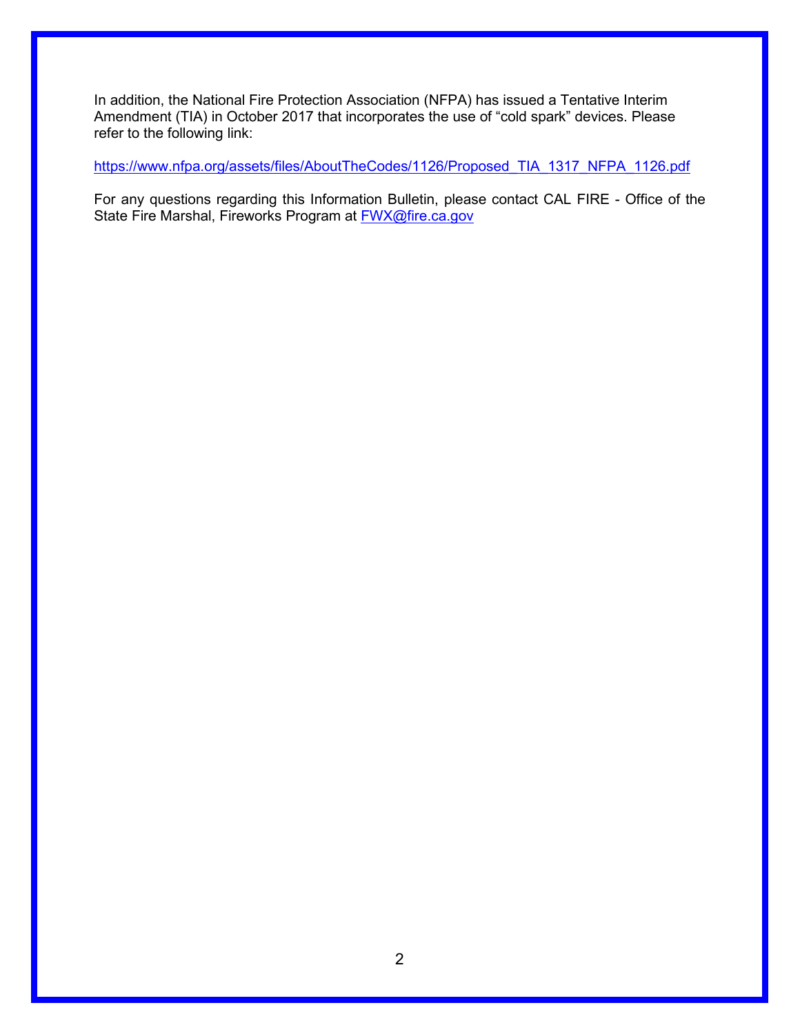In addition, the National Fire Protection Association (NFPA) has issued a Tentative Interim Amendment (TIA) in October 2017 that incorporates the use of "cold spark" devices. Please refer to the following link:

https://www.nfpa.org/assets/files/AboutTheCodes/1126/Proposed_TIA_1317_NFPA_1126.pdf

For any questions regarding this Information Bulletin, please contact CAL FIRE - Office of the State Fire Marshal, Fireworks Program at FWX@fire.ca.gov